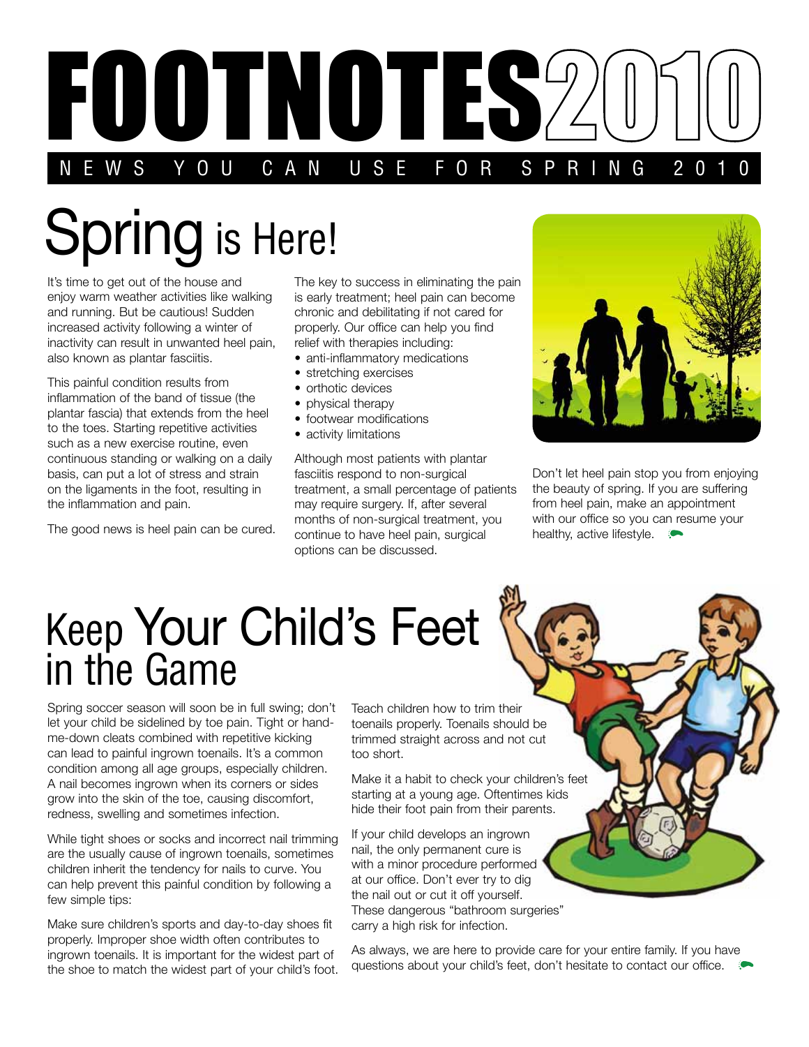# FOOTNOTES2010

NEWS YOU CAN USE FOR SPRING 2010

## Spring is Here!

It's time to get out of the house and enjoy warm weather activities like walking and running. But be cautious! Sudden increased activity following a winter of inactivity can result in unwanted heel pain, also known as plantar fasciitis.

This painful condition results from inflammation of the band of tissue (the plantar fascia) that extends from the heel to the toes. Starting repetitive activities such as a new exercise routine, even continuous standing or walking on a daily basis, can put a lot of stress and strain on the ligaments in the foot, resulting in the inflammation and pain.

The good news is heel pain can be cured.

The key to success in eliminating the pain is early treatment; heel pain can become chronic and debilitating if not cared for properly. Our office can help you find relief with therapies including:

- anti-inflammatory medications
- stretching exercises
- orthotic devices
- physical therapy
- footwear modifications
- activity limitations

Although most patients with plantar fasciitis respond to non-surgical treatment, a small percentage of patients may require surgery. If, after several months of non-surgical treatment, you continue to have heel pain, surgical options can be discussed.

Don't let heel pain stop you from enjoying the beauty of spring. If you are suffering from heel pain, make an appointment with our office so you can resume your healthy, active lifestyle.

## Keep Your Child's Feet in the Game

Spring soccer season will soon be in full swing; don't let your child be sidelined by toe pain. Tight or hand-me-down cleats combined with repetitive kicking can lead to painful ingrown toenails. It's a common condition among all age groups, especially children. A nail becomes ingrown when its corners or sides grow into the skin of the toe, causing discomfort, redness, swelling and sometimes infection.

While tight shoes or socks and incorrect nail trimming are the usually cause of ingrown toenails, sometimes children inherit the tendency for nails to curve. You can help prevent this painful condition by following a few simple tips:

Make sure children's sports and day-to-day shoes fit properly. Improper shoe width often contributes to ingrown toenails. It is important for the widest part of the shoe to match the widest part of your child's foot.

Teach children how to trim their toenails properly. Toenails should be trimmed straight across and not cut too short.

Make it a habit to check your children's feet starting at a young age. Oftentimes kids hide their foot pain from their parents.

If your child develops an ingrown nail, the only permanent cure is with a minor procedure performed at our office. Don't ever try to dig the nail out or cut it off yourself. These dangerous "bathroom surgeries" carry a high risk for infection.

As always, we are here to provide care for your entire family. If you have questions about your child's feet, don't hesitate to contact our office.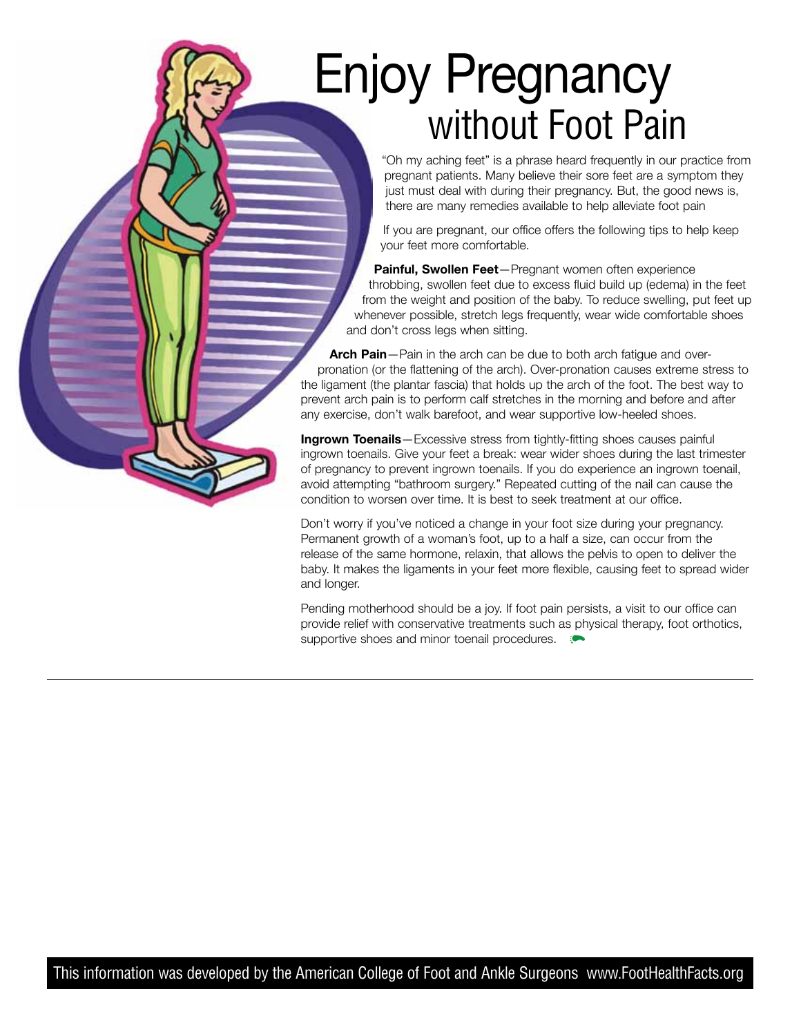# Enjoy Pregnancy without Foot Pain

"Oh my aching feet" is a phrase heard frequently in our practice from pregnant patients. Many believe their sore feet are a symptom they just must deal with during their pregnancy. But, the good news is, there are many remedies available to help alleviate foot pain

If you are pregnant, our office offers the following tips to help keep your feet more comfortable.

**Painful, Swollen Feet**—Pregnant women often experience throbbing, swollen feet due to excess fluid build up (edema) in the feet from the weight and position of the baby. To reduce swelling, put feet up whenever possible, stretch legs frequently, wear wide comfortable shoes and don't cross legs when sitting.

**Arch Pain**—Pain in the arch can be due to both arch fatigue and over-pronation (or the flattening of the arch). Over-pronation causes extreme stress to the ligament (the plantar fascia) that holds up the arch of the foot. The best way to prevent arch pain is to perform calf stretches in the morning and before and after any exercise, don't walk barefoot, and wear supportive low-heeled shoes.

**Ingrown Toenails**—Excessive stress from tightly-fitting shoes causes painful ingrown toenails. Give your feet a break: wear wider shoes during the last trimester of pregnancy to prevent ingrown toenails. If you do experience an ingrown toenail, avoid attempting "bathroom surgery." Repeated cutting of the nail can cause the condition to worsen over time. It is best to seek treatment at our office.

Don't worry if you've noticed a change in your foot size during your pregnancy. Permanent growth of a woman's foot, up to a half a size, can occur from the release of the same hormone, relaxin, that allows the pelvis to open to deliver the baby. It makes the ligaments in your feet more flexible, causing feet to spread wider and longer.

Pending motherhood should be a joy. If foot pain persists, a visit to our office can provide relief with conservative treatments such as physical therapy, foot orthotics, supportive shoes and minor toenail procedures.

This information was developed by the American College of Foot and Ankle Surgeons www.FootHealthFacts.org